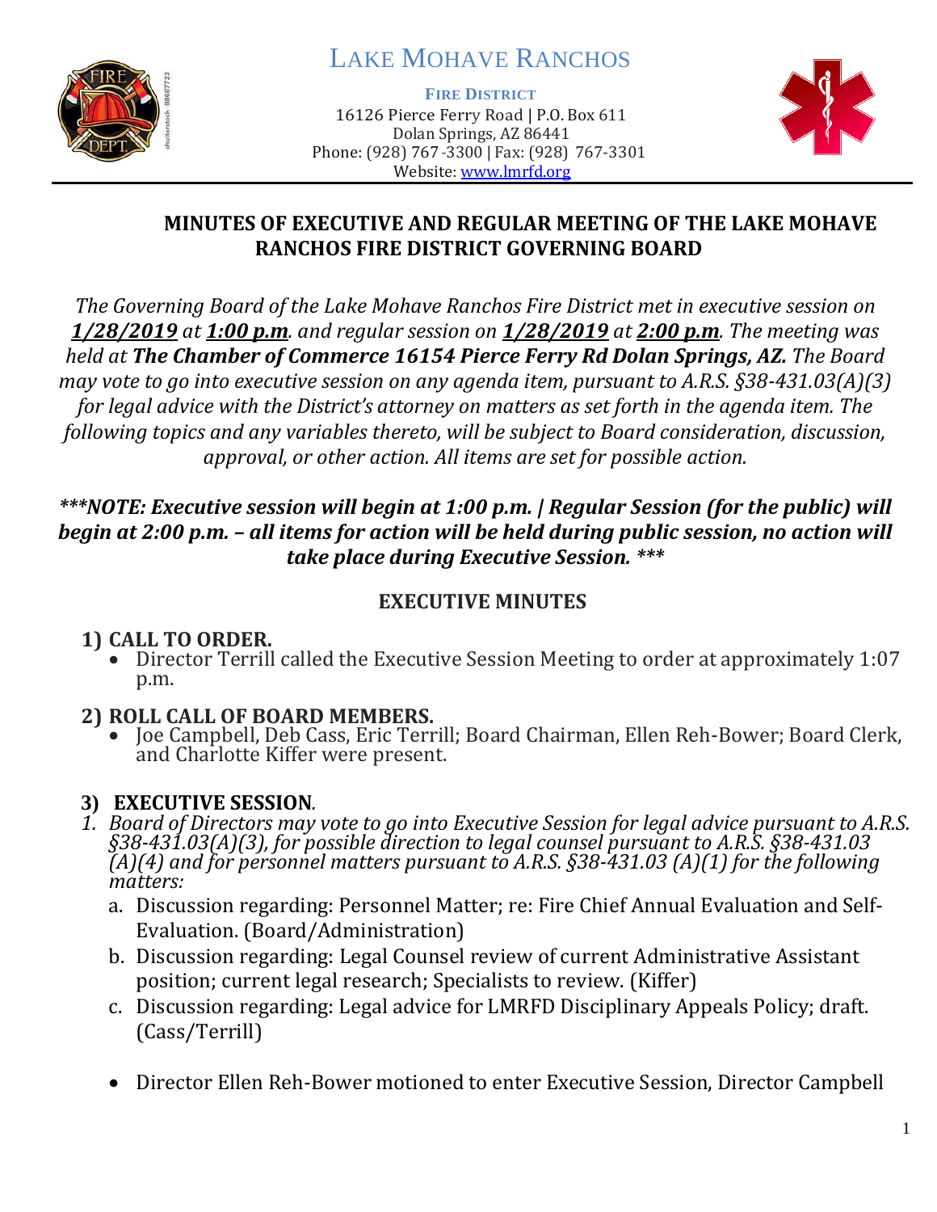# LAKE MOHAVE RANCHOS

**FIRE DISTRICT**

16126 Pierce Ferry Road | P.O. Box 611
Dolan Springs, AZ 86441
Phone: (928) 767-3300 | Fax: (928) 767-3301
Website: www.lmrfd.org

## MINUTES OF EXECUTIVE AND REGULAR MEETING OF THE LAKE MOHAVE RANCHOS FIRE DISTRICT GOVERNING BOARD

*The Governing Board of the Lake Mohave Ranchos Fire District met in executive session on* ***1/28/2019*** *at* ***1:00 p.m****. and regular session on* ***1/28/2019*** *at* ***2:00 p.m****. The meeting was held at* ***The Chamber of Commerce 16154 Pierce Ferry Rd Dolan Springs, AZ.*** *The Board may vote to go into executive session on any agenda item, pursuant to A.R.S. §38-431.03(A)(3) for legal advice with the District's attorney on matters as set forth in the agenda item. The following topics and any variables thereto, will be subject to Board consideration, discussion, approval, or other action. All items are set for possible action.*

***\*\*\*NOTE: Executive session will begin at 1:00 p.m. | Regular Session (for the public) will begin at 2:00 p.m. – all items for action will be held during public session, no action will take place during Executive Session. \*\*\****

## EXECUTIVE MINUTES

### 1) CALL TO ORDER.

- Director Terrill called the Executive Session Meeting to order at approximately 1:07 p.m.

### 2) ROLL CALL OF BOARD MEMBERS.

- Joe Campbell, Deb Cass, Eric Terrill; Board Chairman, Ellen Reh-Bower; Board Clerk, and Charlotte Kiffer were present.

### 3) EXECUTIVE SESSION*.*

1. *Board of Directors may vote to go into Executive Session for legal advice pursuant to A.R.S. §38-431.03(A)(3), for possible direction to legal counsel pursuant to A.R.S. §38-431.03 (A)(4) and for personnel matters pursuant to A.R.S. §38-431.03 (A)(1) for the following matters:*
   a. Discussion regarding: Personnel Matter; re: Fire Chief Annual Evaluation and Self-Evaluation. (Board/Administration)
   b. Discussion regarding: Legal Counsel review of current Administrative Assistant position; current legal research; Specialists to review. (Kiffer)
   c. Discussion regarding: Legal advice for LMRFD Disciplinary Appeals Policy; draft. (Cass/Terrill)

- Director Ellen Reh-Bower motioned to enter Executive Session, Director Campbell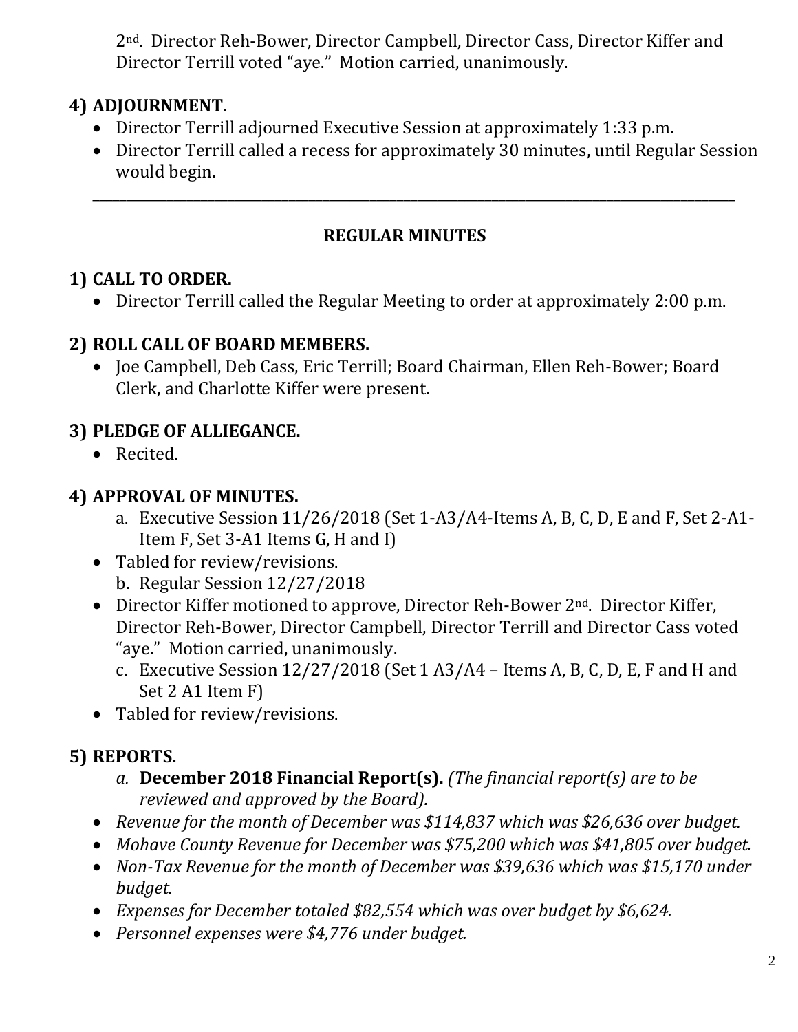2nd. Director Reh-Bower, Director Campbell, Director Cass, Director Kiffer and Director Terrill voted "aye." Motion carried, unanimously.

## 4) ADJOURNMENT.

- Director Terrill adjourned Executive Session at approximately 1:33 p.m.
- Director Terrill called a recess for approximately 30 minutes, until Regular Session would begin.

---

## REGULAR MINUTES

## 1) CALL TO ORDER.

- Director Terrill called the Regular Meeting to order at approximately 2:00 p.m.

## 2) ROLL CALL OF BOARD MEMBERS.

- Joe Campbell, Deb Cass, Eric Terrill; Board Chairman, Ellen Reh-Bower; Board Clerk, and Charlotte Kiffer were present.

## 3) PLEDGE OF ALLIEGANCE.

- Recited.

## 4) APPROVAL OF MINUTES.

a. Executive Session 11/26/2018 (Set 1-A3/A4-Items A, B, C, D, E and F, Set 2-A1-Item F, Set 3-A1 Items G, H and I)

- Tabled for review/revisions.

b. Regular Session 12/27/2018

- Director Kiffer motioned to approve, Director Reh-Bower 2nd. Director Kiffer, Director Reh-Bower, Director Campbell, Director Terrill and Director Cass voted "aye." Motion carried, unanimously.

c. Executive Session 12/27/2018 (Set 1 A3/A4 – Items A, B, C, D, E, F and H and Set 2 A1 Item F)

- Tabled for review/revisions.

## 5) REPORTS.

a. **December 2018 Financial Report(s).** *(The financial report(s) are to be reviewed and approved by the Board).*

- *Revenue for the month of December was $114,837 which was $26,636 over budget.*
- *Mohave County Revenue for December was $75,200 which was $41,805 over budget.*
- *Non-Tax Revenue for the month of December was $39,636 which was $15,170 under budget.*
- *Expenses for December totaled $82,554 which was over budget by $6,624.*
- *Personnel expenses were $4,776 under budget.*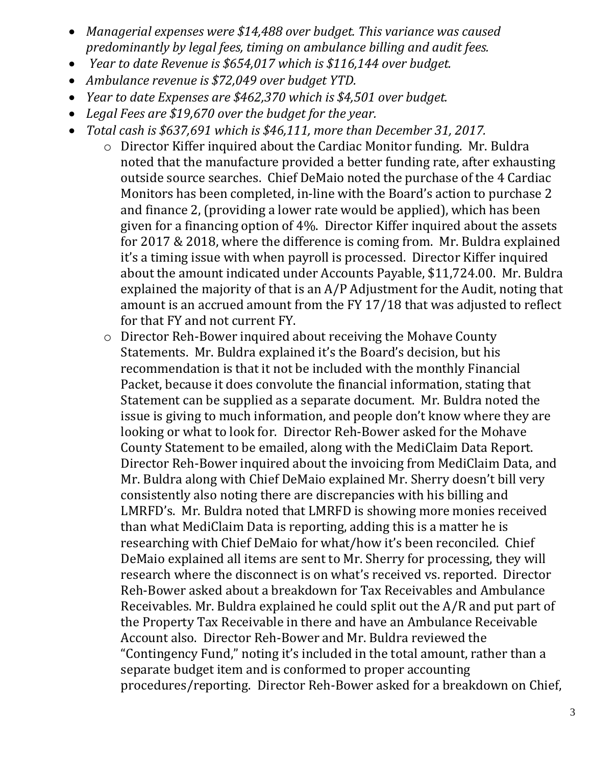- *Managerial expenses were $14,488 over budget. This variance was caused predominantly by legal fees, timing on ambulance billing and audit fees.*
- *Year to date Revenue is $654,017 which is $116,144 over budget.*
- *Ambulance revenue is $72,049 over budget YTD.*
- *Year to date Expenses are $462,370 which is $4,501 over budget.*
- *Legal Fees are $19,670 over the budget for the year.*
- *Total cash is $637,691 which is $46,111, more than December 31, 2017.*
    - Director Kiffer inquired about the Cardiac Monitor funding. Mr. Buldra noted that the manufacture provided a better funding rate, after exhausting outside source searches. Chief DeMaio noted the purchase of the 4 Cardiac Monitors has been completed, in-line with the Board's action to purchase 2 and finance 2, (providing a lower rate would be applied), which has been given for a financing option of 4%. Director Kiffer inquired about the assets for 2017 & 2018, where the difference is coming from. Mr. Buldra explained it's a timing issue with when payroll is processed. Director Kiffer inquired about the amount indicated under Accounts Payable, $11,724.00. Mr. Buldra explained the majority of that is an A/P Adjustment for the Audit, noting that amount is an accrued amount from the FY 17/18 that was adjusted to reflect for that FY and not current FY.
    - Director Reh-Bower inquired about receiving the Mohave County Statements. Mr. Buldra explained it's the Board's decision, but his recommendation is that it not be included with the monthly Financial Packet, because it does convolute the financial information, stating that Statement can be supplied as a separate document. Mr. Buldra noted the issue is giving to much information, and people don't know where they are looking or what to look for. Director Reh-Bower asked for the Mohave County Statement to be emailed, along with the MediClaim Data Report. Director Reh-Bower inquired about the invoicing from MediClaim Data, and Mr. Buldra along with Chief DeMaio explained Mr. Sherry doesn't bill very consistently also noting there are discrepancies with his billing and LMRFD's. Mr. Buldra noted that LMRFD is showing more monies received than what MediClaim Data is reporting, adding this is a matter he is researching with Chief DeMaio for what/how it's been reconciled. Chief DeMaio explained all items are sent to Mr. Sherry for processing, they will research where the disconnect is on what's received vs. reported. Director Reh-Bower asked about a breakdown for Tax Receivables and Ambulance Receivables. Mr. Buldra explained he could split out the A/R and put part of the Property Tax Receivable in there and have an Ambulance Receivable Account also. Director Reh-Bower and Mr. Buldra reviewed the "Contingency Fund," noting it's included in the total amount, rather than a separate budget item and is conformed to proper accounting procedures/reporting. Director Reh-Bower asked for a breakdown on Chief,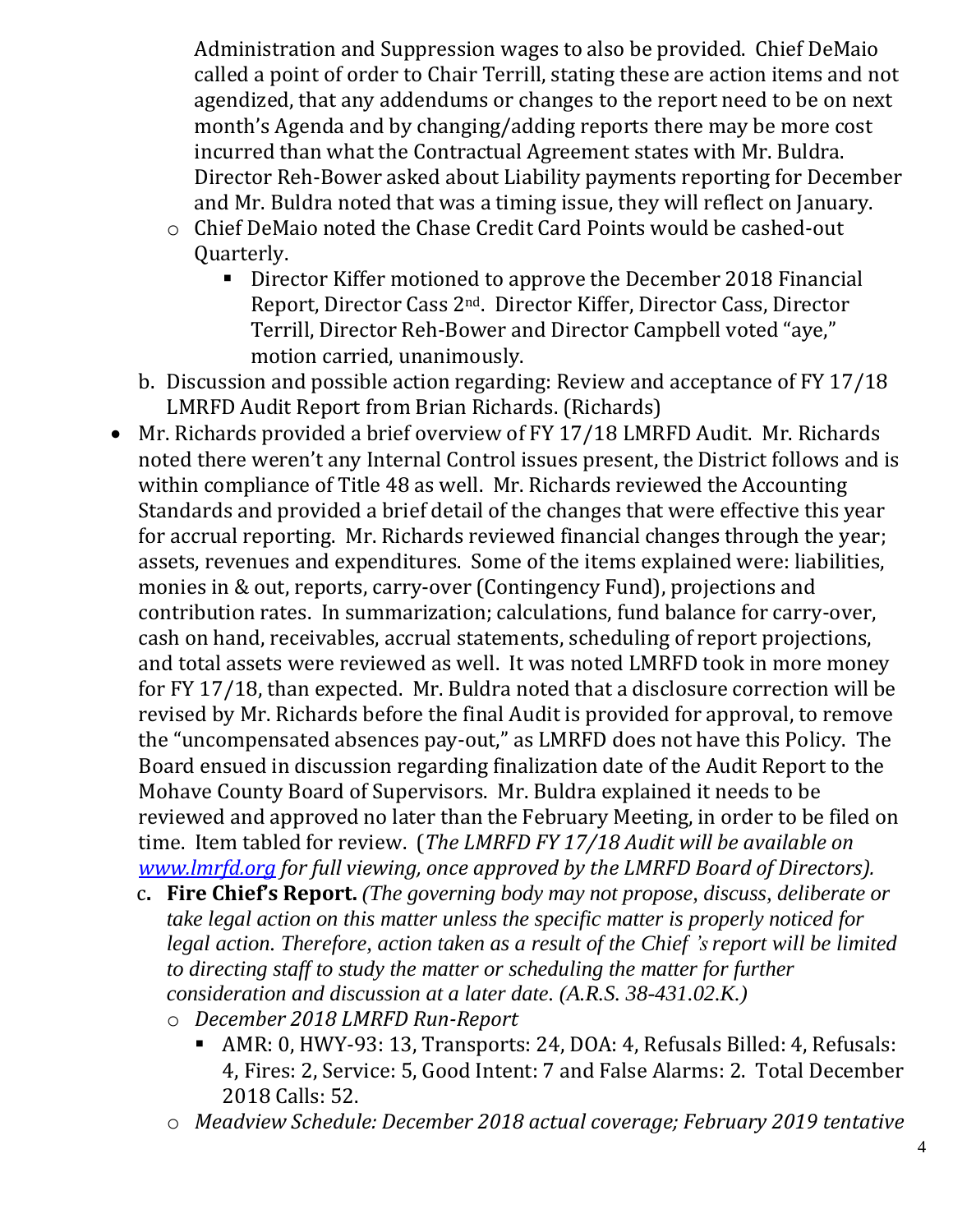Administration and Suppression wages to also be provided. Chief DeMaio called a point of order to Chair Terrill, stating these are action items and not agendized, that any addendums or changes to the report need to be on next month's Agenda and by changing/adding reports there may be more cost incurred than what the Contractual Agreement states with Mr. Buldra. Director Reh-Bower asked about Liability payments reporting for December and Mr. Buldra noted that was a timing issue, they will reflect on January.

- Chief DeMaio noted the Chase Credit Card Points would be cashed-out Quarterly.
  - Director Kiffer motioned to approve the December 2018 Financial Report, Director Cass 2nd. Director Kiffer, Director Cass, Director Terrill, Director Reh-Bower and Director Campbell voted "aye," motion carried, unanimously.

b. Discussion and possible action regarding: Review and acceptance of FY 17/18 LMRFD Audit Report from Brian Richards. (Richards)

- Mr. Richards provided a brief overview of FY 17/18 LMRFD Audit. Mr. Richards noted there weren't any Internal Control issues present, the District follows and is within compliance of Title 48 as well. Mr. Richards reviewed the Accounting Standards and provided a brief detail of the changes that were effective this year for accrual reporting. Mr. Richards reviewed financial changes through the year; assets, revenues and expenditures. Some of the items explained were: liabilities, monies in & out, reports, carry-over (Contingency Fund), projections and contribution rates. In summarization; calculations, fund balance for carry-over, cash on hand, receivables, accrual statements, scheduling of report projections, and total assets were reviewed as well. It was noted LMRFD took in more money for FY 17/18, than expected. Mr. Buldra noted that a disclosure correction will be revised by Mr. Richards before the final Audit is provided for approval, to remove the "uncompensated absences pay-out," as LMRFD does not have this Policy. The Board ensued in discussion regarding finalization date of the Audit Report to the Mohave County Board of Supervisors. Mr. Buldra explained it needs to be reviewed and approved no later than the February Meeting, in order to be filed on time. Item tabled for review. (*The LMRFD FY 17/18 Audit will be available on [www.lmrfd.org](http://www.lmrfd.org) for full viewing, once approved by the LMRFD Board of Directors).*

c. **Fire Chief's Report.** *(The governing body may not propose, discuss, deliberate or take legal action on this matter unless the specific matter is properly noticed for legal action. Therefore, action taken as a result of the Chief's report will be limited to directing staff to study the matter or scheduling the matter for further consideration and discussion at a later date. (A.R.S. 38-431.02.K.)*

- *December 2018 LMRFD Run-Report*
  - AMR: 0, HWY-93: 13, Transports: 24, DOA: 4, Refusals Billed: 4, Refusals: 4, Fires: 2, Service: 5, Good Intent: 7 and False Alarms: 2. Total December 2018 Calls: 52.
- *Meadview Schedule: December 2018 actual coverage; February 2019 tentative*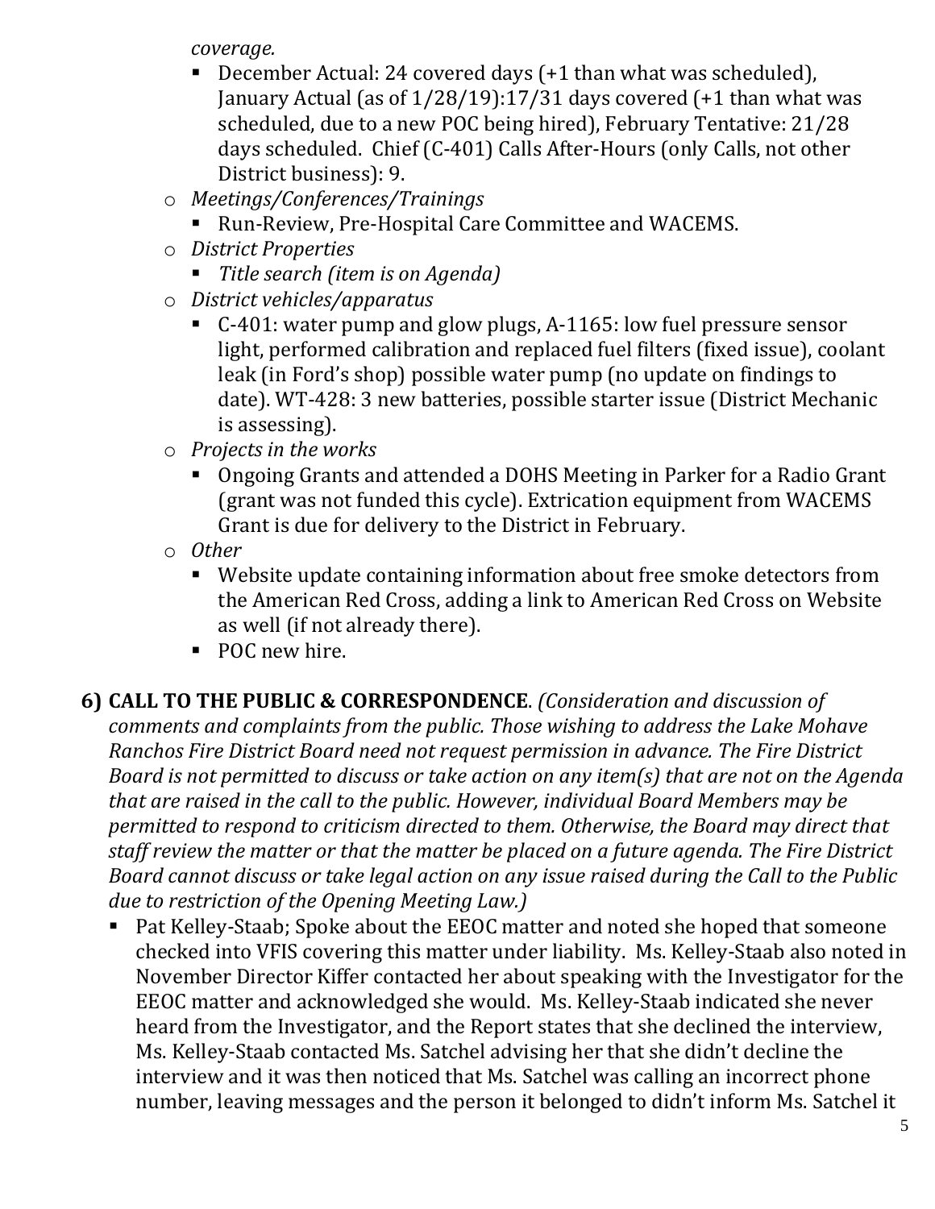*coverage.*

- December Actual: 24 covered days (+1 than what was scheduled), January Actual (as of 1/28/19):17/31 days covered (+1 than what was scheduled, due to a new POC being hired), February Tentative: 21/28 days scheduled. Chief (C-401) Calls After-Hours (only Calls, not other District business): 9.

- *Meetings/Conferences/Trainings*
  - Run-Review, Pre-Hospital Care Committee and WACEMS.
- *District Properties*
  - *Title search (item is on Agenda)*
- *District vehicles/apparatus*
  - C-401: water pump and glow plugs, A-1165: low fuel pressure sensor light, performed calibration and replaced fuel filters (fixed issue), coolant leak (in Ford's shop) possible water pump (no update on findings to date). WT-428: 3 new batteries, possible starter issue (District Mechanic is assessing).
- *Projects in the works*
  - Ongoing Grants and attended a DOHS Meeting in Parker for a Radio Grant (grant was not funded this cycle). Extrication equipment from WACEMS Grant is due for delivery to the District in February.
- *Other*
  - Website update containing information about free smoke detectors from the American Red Cross, adding a link to American Red Cross on Website as well (if not already there).
  - POC new hire.

**6) CALL TO THE PUBLIC & CORRESPONDENCE**. *(Consideration and discussion of comments and complaints from the public. Those wishing to address the Lake Mohave Ranchos Fire District Board need not request permission in advance. The Fire District Board is not permitted to discuss or take action on any item(s) that are not on the Agenda that are raised in the call to the public. However, individual Board Members may be permitted to respond to criticism directed to them. Otherwise, the Board may direct that staff review the matter or that the matter be placed on a future agenda. The Fire District Board cannot discuss or take legal action on any issue raised during the Call to the Public due to restriction of the Opening Meeting Law.)*

- Pat Kelley-Staab; Spoke about the EEOC matter and noted she hoped that someone checked into VFIS covering this matter under liability. Ms. Kelley-Staab also noted in November Director Kiffer contacted her about speaking with the Investigator for the EEOC matter and acknowledged she would. Ms. Kelley-Staab indicated she never heard from the Investigator, and the Report states that she declined the interview, Ms. Kelley-Staab contacted Ms. Satchel advising her that she didn't decline the interview and it was then noticed that Ms. Satchel was calling an incorrect phone number, leaving messages and the person it belonged to didn't inform Ms. Satchel it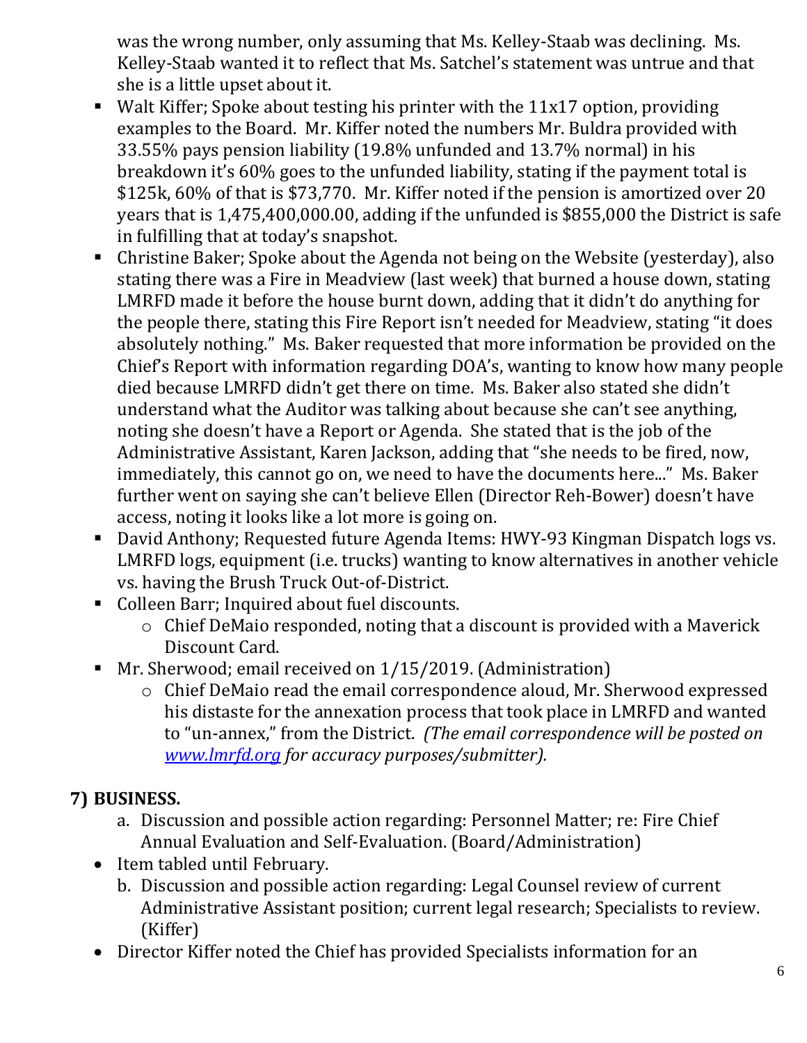was the wrong number, only assuming that Ms. Kelley-Staab was declining. Ms. Kelley-Staab wanted it to reflect that Ms. Satchel's statement was untrue and that she is a little upset about it.

- Walt Kiffer; Spoke about testing his printer with the 11x17 option, providing examples to the Board. Mr. Kiffer noted the numbers Mr. Buldra provided with 33.55% pays pension liability (19.8% unfunded and 13.7% normal) in his breakdown it's 60% goes to the unfunded liability, stating if the payment total is $125k, 60% of that is $73,770. Mr. Kiffer noted if the pension is amortized over 20 years that is 1,475,400,000.00, adding if the unfunded is $855,000 the District is safe in fulfilling that at today's snapshot.
- Christine Baker; Spoke about the Agenda not being on the Website (yesterday), also stating there was a Fire in Meadview (last week) that burned a house down, stating LMRFD made it before the house burnt down, adding that it didn't do anything for the people there, stating this Fire Report isn't needed for Meadview, stating "it does absolutely nothing." Ms. Baker requested that more information be provided on the Chief's Report with information regarding DOA's, wanting to know how many people died because LMRFD didn't get there on time. Ms. Baker also stated she didn't understand what the Auditor was talking about because she can't see anything, noting she doesn't have a Report or Agenda. She stated that is the job of the Administrative Assistant, Karen Jackson, adding that "she needs to be fired, now, immediately, this cannot go on, we need to have the documents here..." Ms. Baker further went on saying she can't believe Ellen (Director Reh-Bower) doesn't have access, noting it looks like a lot more is going on.
- David Anthony; Requested future Agenda Items: HWY-93 Kingman Dispatch logs vs. LMRFD logs, equipment (i.e. trucks) wanting to know alternatives in another vehicle vs. having the Brush Truck Out-of-District.
- Colleen Barr; Inquired about fuel discounts.
  - Chief DeMaio responded, noting that a discount is provided with a Maverick Discount Card.
- Mr. Sherwood; email received on 1/15/2019. (Administration)
  - Chief DeMaio read the email correspondence aloud, Mr. Sherwood expressed his distaste for the annexation process that took place in LMRFD and wanted to "un-annex," from the District. *(The email correspondence will be posted on [www.lmrfd.org](www.lmrfd.org) for accuracy purposes/submitter).*

## 7) BUSINESS.

a. Discussion and possible action regarding: Personnel Matter; re: Fire Chief Annual Evaluation and Self-Evaluation. (Board/Administration)

- Item tabled until February.

b. Discussion and possible action regarding: Legal Counsel review of current Administrative Assistant position; current legal research; Specialists to review. (Kiffer)

- Director Kiffer noted the Chief has provided Specialists information for an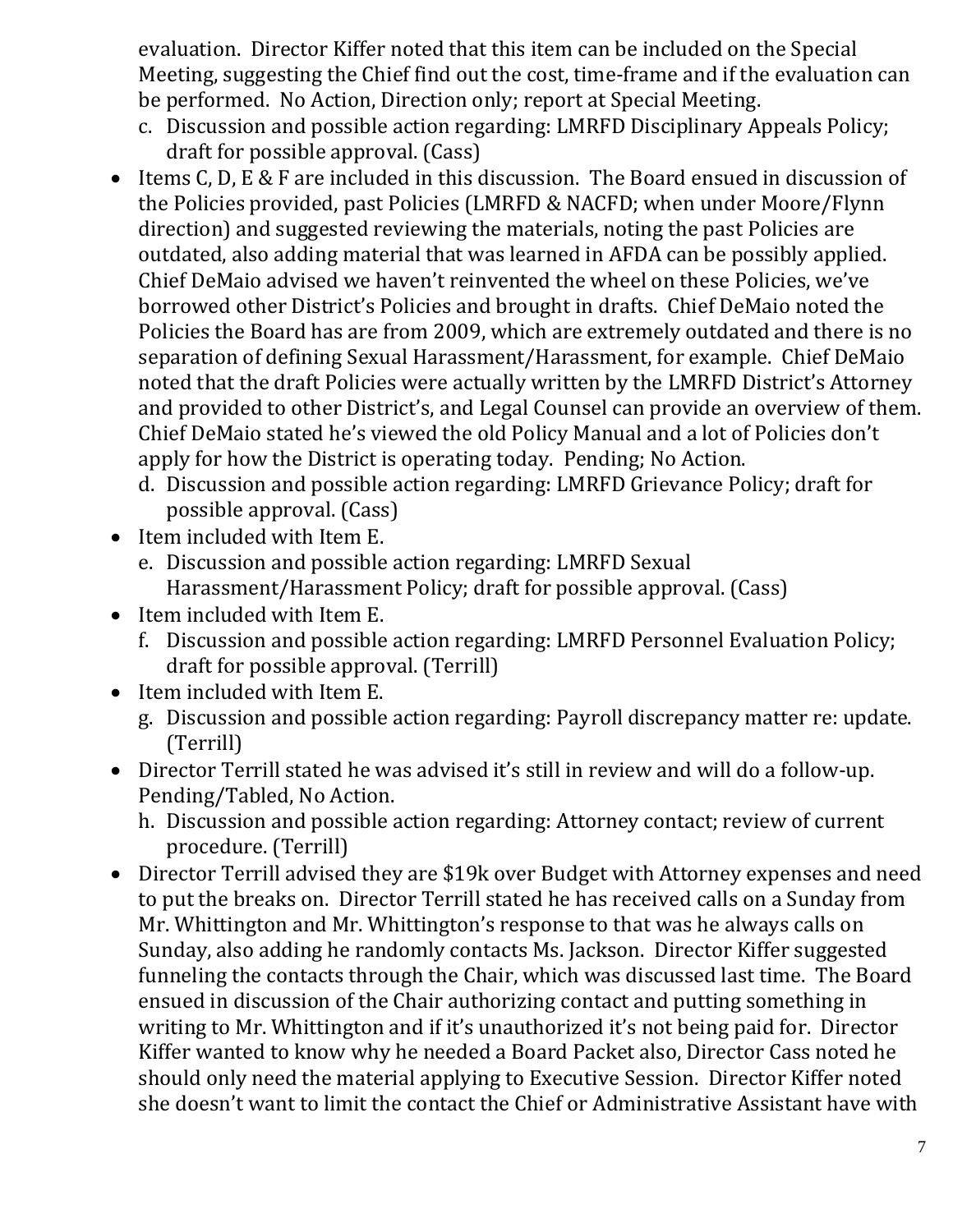evaluation. Director Kiffer noted that this item can be included on the Special Meeting, suggesting the Chief find out the cost, time-frame and if the evaluation can be performed. No Action, Direction only; report at Special Meeting.

c. Discussion and possible action regarding: LMRFD Disciplinary Appeals Policy; draft for possible approval. (Cass)

- Items C, D, E & F are included in this discussion. The Board ensued in discussion of the Policies provided, past Policies (LMRFD & NACFD; when under Moore/Flynn direction) and suggested reviewing the materials, noting the past Policies are outdated, also adding material that was learned in AFDA can be possibly applied. Chief DeMaio advised we haven't reinvented the wheel on these Policies, we've borrowed other District's Policies and brought in drafts. Chief DeMaio noted the Policies the Board has are from 2009, which are extremely outdated and there is no separation of defining Sexual Harassment/Harassment, for example. Chief DeMaio noted that the draft Policies were actually written by the LMRFD District's Attorney and provided to other District's, and Legal Counsel can provide an overview of them. Chief DeMaio stated he's viewed the old Policy Manual and a lot of Policies don't apply for how the District is operating today. Pending; No Action.

d. Discussion and possible action regarding: LMRFD Grievance Policy; draft for possible approval. (Cass)

- Item included with Item E.

e. Discussion and possible action regarding: LMRFD Sexual Harassment/Harassment Policy; draft for possible approval. (Cass)

- Item included with Item E.

f. Discussion and possible action regarding: LMRFD Personnel Evaluation Policy; draft for possible approval. (Terrill)

- Item included with Item E.

g. Discussion and possible action regarding: Payroll discrepancy matter re: update. (Terrill)

- Director Terrill stated he was advised it's still in review and will do a follow-up. Pending/Tabled, No Action.

h. Discussion and possible action regarding: Attorney contact; review of current procedure. (Terrill)

- Director Terrill advised they are $19k over Budget with Attorney expenses and need to put the breaks on. Director Terrill stated he has received calls on a Sunday from Mr. Whittington and Mr. Whittington's response to that was he always calls on Sunday, also adding he randomly contacts Ms. Jackson. Director Kiffer suggested funneling the contacts through the Chair, which was discussed last time. The Board ensued in discussion of the Chair authorizing contact and putting something in writing to Mr. Whittington and if it's unauthorized it's not being paid for. Director Kiffer wanted to know why he needed a Board Packet also, Director Cass noted he should only need the material applying to Executive Session. Director Kiffer noted she doesn't want to limit the contact the Chief or Administrative Assistant have with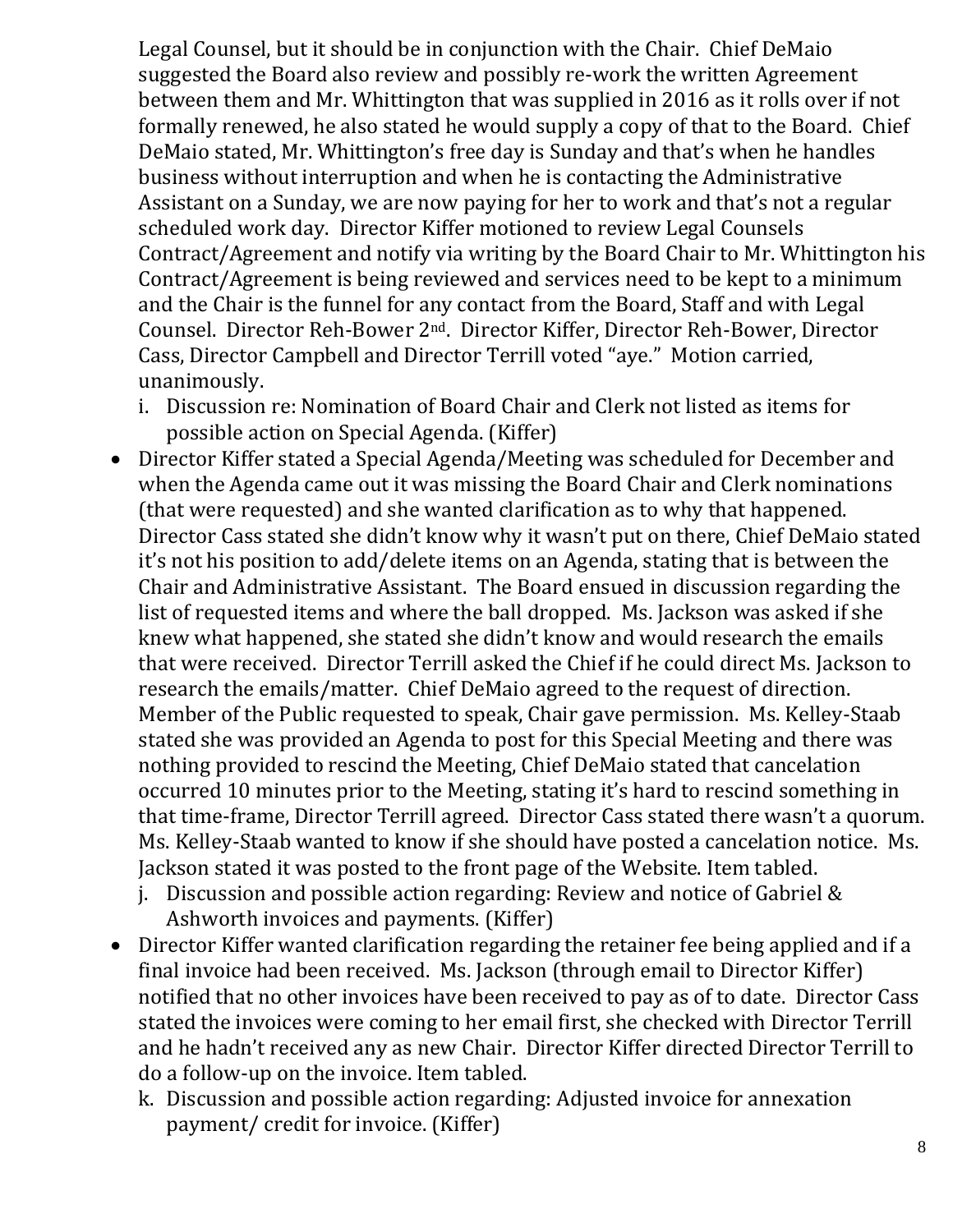Legal Counsel, but it should be in conjunction with the Chair. Chief DeMaio suggested the Board also review and possibly re-work the written Agreement between them and Mr. Whittington that was supplied in 2016 as it rolls over if not formally renewed, he also stated he would supply a copy of that to the Board. Chief DeMaio stated, Mr. Whittington's free day is Sunday and that's when he handles business without interruption and when he is contacting the Administrative Assistant on a Sunday, we are now paying for her to work and that's not a regular scheduled work day. Director Kiffer motioned to review Legal Counsels Contract/Agreement and notify via writing by the Board Chair to Mr. Whittington his Contract/Agreement is being reviewed and services need to be kept to a minimum and the Chair is the funnel for any contact from the Board, Staff and with Legal Counsel. Director Reh-Bower 2nd. Director Kiffer, Director Reh-Bower, Director Cass, Director Campbell and Director Terrill voted "aye." Motion carried, unanimously.

i. Discussion re: Nomination of Board Chair and Clerk not listed as items for possible action on Special Agenda. (Kiffer)

- Director Kiffer stated a Special Agenda/Meeting was scheduled for December and when the Agenda came out it was missing the Board Chair and Clerk nominations (that were requested) and she wanted clarification as to why that happened. Director Cass stated she didn't know why it wasn't put on there, Chief DeMaio stated it's not his position to add/delete items on an Agenda, stating that is between the Chair and Administrative Assistant. The Board ensued in discussion regarding the list of requested items and where the ball dropped. Ms. Jackson was asked if she knew what happened, she stated she didn't know and would research the emails that were received. Director Terrill asked the Chief if he could direct Ms. Jackson to research the emails/matter. Chief DeMaio agreed to the request of direction. Member of the Public requested to speak, Chair gave permission. Ms. Kelley-Staab stated she was provided an Agenda to post for this Special Meeting and there was nothing provided to rescind the Meeting, Chief DeMaio stated that cancelation occurred 10 minutes prior to the Meeting, stating it's hard to rescind something in that time-frame, Director Terrill agreed. Director Cass stated there wasn't a quorum. Ms. Kelley-Staab wanted to know if she should have posted a cancelation notice. Ms. Jackson stated it was posted to the front page of the Website. Item tabled.

j. Discussion and possible action regarding: Review and notice of Gabriel & Ashworth invoices and payments. (Kiffer)

- Director Kiffer wanted clarification regarding the retainer fee being applied and if a final invoice had been received. Ms. Jackson (through email to Director Kiffer) notified that no other invoices have been received to pay as of to date. Director Cass stated the invoices were coming to her email first, she checked with Director Terrill and he hadn't received any as new Chair. Director Kiffer directed Director Terrill to do a follow-up on the invoice. Item tabled.

k. Discussion and possible action regarding: Adjusted invoice for annexation payment/ credit for invoice. (Kiffer)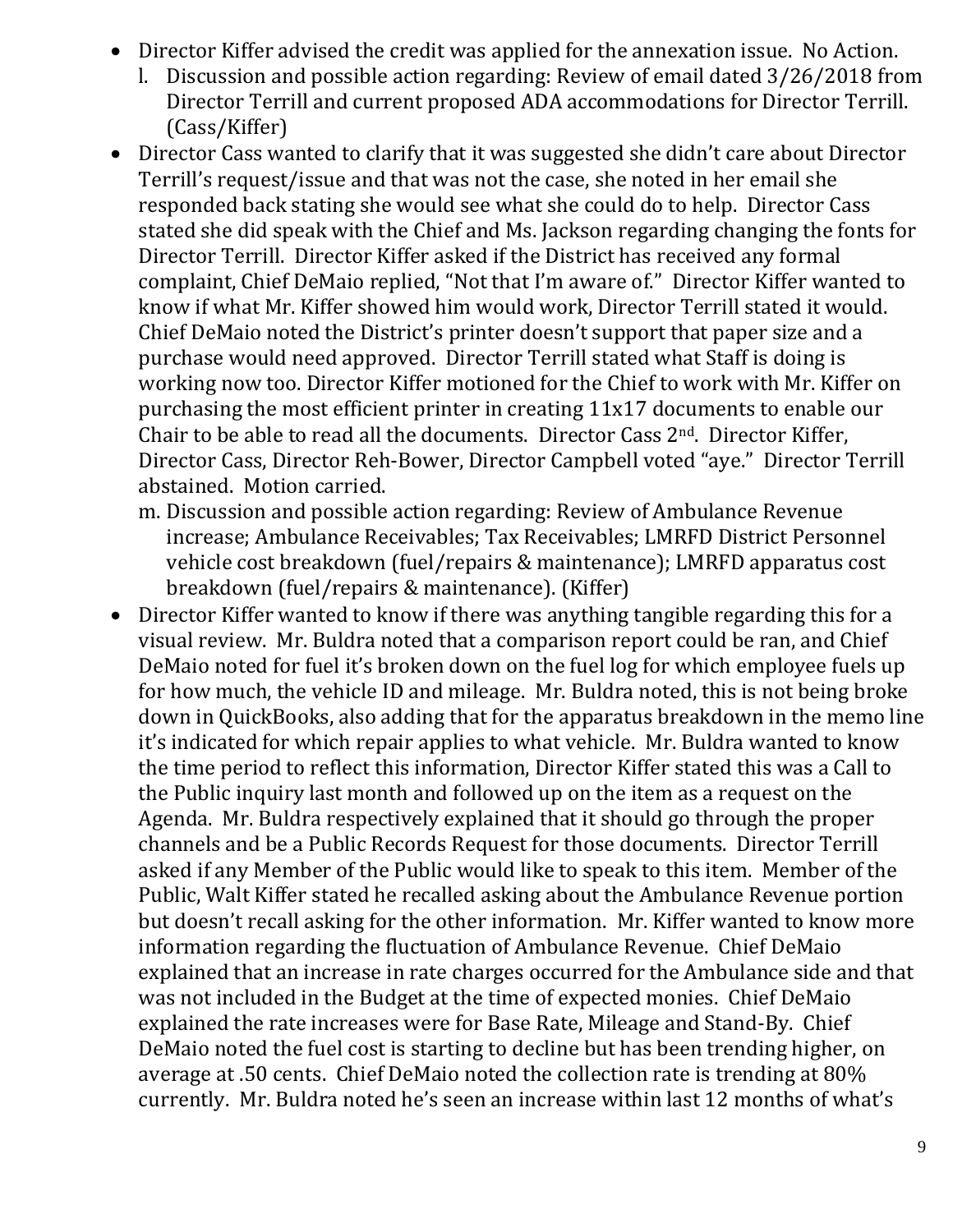- Director Kiffer advised the credit was applied for the annexation issue. No Action.
  l. Discussion and possible action regarding: Review of email dated 3/26/2018 from Director Terrill and current proposed ADA accommodations for Director Terrill. (Cass/Kiffer)
- Director Cass wanted to clarify that it was suggested she didn't care about Director Terrill's request/issue and that was not the case, she noted in her email she responded back stating she would see what she could do to help. Director Cass stated she did speak with the Chief and Ms. Jackson regarding changing the fonts for Director Terrill. Director Kiffer asked if the District has received any formal complaint, Chief DeMaio replied, "Not that I'm aware of." Director Kiffer wanted to know if what Mr. Kiffer showed him would work, Director Terrill stated it would. Chief DeMaio noted the District's printer doesn't support that paper size and a purchase would need approved. Director Terrill stated what Staff is doing is working now too. Director Kiffer motioned for the Chief to work with Mr. Kiffer on purchasing the most efficient printer in creating 11x17 documents to enable our Chair to be able to read all the documents. Director Cass 2nd. Director Kiffer, Director Cass, Director Reh-Bower, Director Campbell voted "aye." Director Terrill abstained. Motion carried.
  m. Discussion and possible action regarding: Review of Ambulance Revenue increase; Ambulance Receivables; Tax Receivables; LMRFD District Personnel vehicle cost breakdown (fuel/repairs & maintenance); LMRFD apparatus cost breakdown (fuel/repairs & maintenance). (Kiffer)
- Director Kiffer wanted to know if there was anything tangible regarding this for a visual review. Mr. Buldra noted that a comparison report could be ran, and Chief DeMaio noted for fuel it's broken down on the fuel log for which employee fuels up for how much, the vehicle ID and mileage. Mr. Buldra noted, this is not being broke down in QuickBooks, also adding that for the apparatus breakdown in the memo line it's indicated for which repair applies to what vehicle. Mr. Buldra wanted to know the time period to reflect this information, Director Kiffer stated this was a Call to the Public inquiry last month and followed up on the item as a request on the Agenda. Mr. Buldra respectively explained that it should go through the proper channels and be a Public Records Request for those documents. Director Terrill asked if any Member of the Public would like to speak to this item. Member of the Public, Walt Kiffer stated he recalled asking about the Ambulance Revenue portion but doesn't recall asking for the other information. Mr. Kiffer wanted to know more information regarding the fluctuation of Ambulance Revenue. Chief DeMaio explained that an increase in rate charges occurred for the Ambulance side and that was not included in the Budget at the time of expected monies. Chief DeMaio explained the rate increases were for Base Rate, Mileage and Stand-By. Chief DeMaio noted the fuel cost is starting to decline but has been trending higher, on average at .50 cents. Chief DeMaio noted the collection rate is trending at 80% currently. Mr. Buldra noted he's seen an increase within last 12 months of what's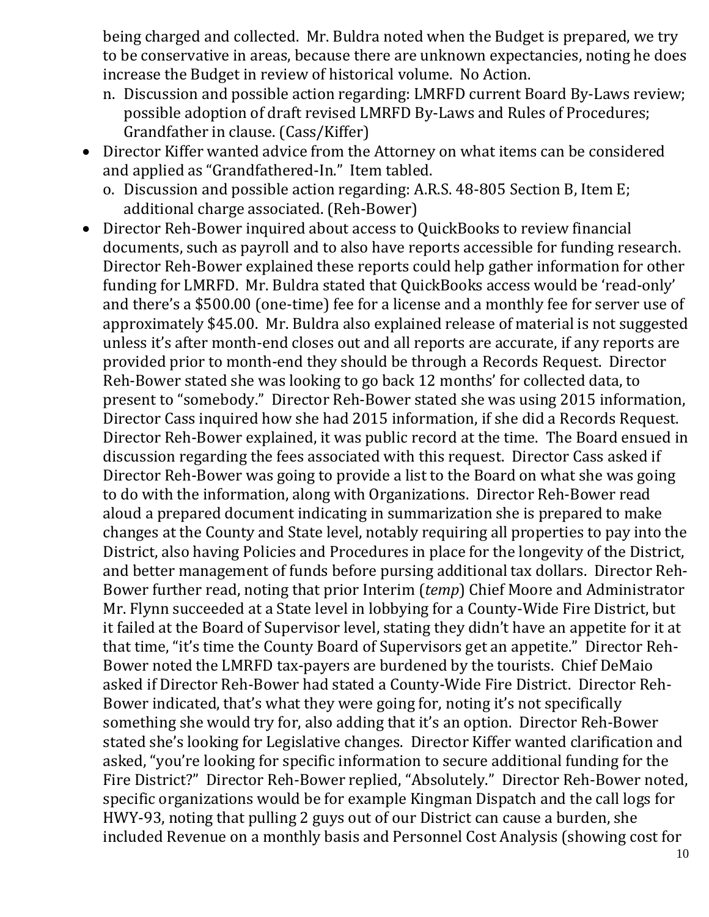being charged and collected. Mr. Buldra noted when the Budget is prepared, we try to be conservative in areas, because there are unknown expectancies, noting he does increase the Budget in review of historical volume. No Action.

n. Discussion and possible action regarding: LMRFD current Board By-Laws review; possible adoption of draft revised LMRFD By-Laws and Rules of Procedures; Grandfather in clause. (Cass/Kiffer)

- Director Kiffer wanted advice from the Attorney on what items can be considered and applied as "Grandfathered-In." Item tabled.

o. Discussion and possible action regarding: A.R.S. 48-805 Section B, Item E; additional charge associated. (Reh-Bower)

- Director Reh-Bower inquired about access to QuickBooks to review financial documents, such as payroll and to also have reports accessible for funding research. Director Reh-Bower explained these reports could help gather information for other funding for LMRFD. Mr. Buldra stated that QuickBooks access would be 'read-only' and there's a $500.00 (one-time) fee for a license and a monthly fee for server use of approximately $45.00. Mr. Buldra also explained release of material is not suggested unless it's after month-end closes out and all reports are accurate, if any reports are provided prior to month-end they should be through a Records Request. Director Reh-Bower stated she was looking to go back 12 months' for collected data, to present to "somebody." Director Reh-Bower stated she was using 2015 information, Director Cass inquired how she had 2015 information, if she did a Records Request. Director Reh-Bower explained, it was public record at the time. The Board ensued in discussion regarding the fees associated with this request. Director Cass asked if Director Reh-Bower was going to provide a list to the Board on what she was going to do with the information, along with Organizations. Director Reh-Bower read aloud a prepared document indicating in summarization she is prepared to make changes at the County and State level, notably requiring all properties to pay into the District, also having Policies and Procedures in place for the longevity of the District, and better management of funds before pursing additional tax dollars. Director Reh-Bower further read, noting that prior Interim (*temp*) Chief Moore and Administrator Mr. Flynn succeeded at a State level in lobbying for a County-Wide Fire District, but it failed at the Board of Supervisor level, stating they didn't have an appetite for it at that time, "it's time the County Board of Supervisors get an appetite." Director Reh-Bower noted the LMRFD tax-payers are burdened by the tourists. Chief DeMaio asked if Director Reh-Bower had stated a County-Wide Fire District. Director Reh-Bower indicated, that's what they were going for, noting it's not specifically something she would try for, also adding that it's an option. Director Reh-Bower stated she's looking for Legislative changes. Director Kiffer wanted clarification and asked, "you're looking for specific information to secure additional funding for the Fire District?" Director Reh-Bower replied, "Absolutely." Director Reh-Bower noted, specific organizations would be for example Kingman Dispatch and the call logs for HWY-93, noting that pulling 2 guys out of our District can cause a burden, she included Revenue on a monthly basis and Personnel Cost Analysis (showing cost for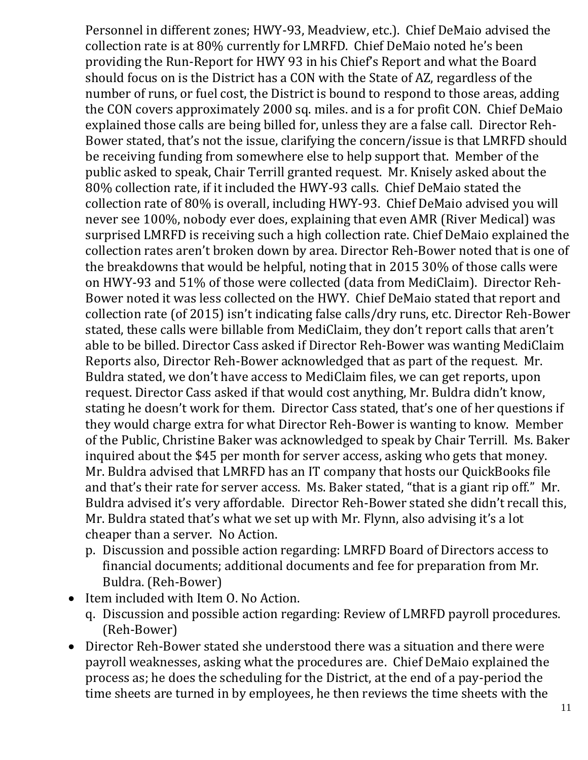Personnel in different zones; HWY-93, Meadview, etc.). Chief DeMaio advised the collection rate is at 80% currently for LMRFD. Chief DeMaio noted he's been providing the Run-Report for HWY 93 in his Chief's Report and what the Board should focus on is the District has a CON with the State of AZ, regardless of the number of runs, or fuel cost, the District is bound to respond to those areas, adding the CON covers approximately 2000 sq. miles. and is a for profit CON. Chief DeMaio explained those calls are being billed for, unless they are a false call. Director Reh-Bower stated, that's not the issue, clarifying the concern/issue is that LMRFD should be receiving funding from somewhere else to help support that. Member of the public asked to speak, Chair Terrill granted request. Mr. Knisely asked about the 80% collection rate, if it included the HWY-93 calls. Chief DeMaio stated the collection rate of 80% is overall, including HWY-93. Chief DeMaio advised you will never see 100%, nobody ever does, explaining that even AMR (River Medical) was surprised LMRFD is receiving such a high collection rate. Chief DeMaio explained the collection rates aren't broken down by area. Director Reh-Bower noted that is one of the breakdowns that would be helpful, noting that in 2015 30% of those calls were on HWY-93 and 51% of those were collected (data from MediClaim). Director Reh-Bower noted it was less collected on the HWY. Chief DeMaio stated that report and collection rate (of 2015) isn't indicating false calls/dry runs, etc. Director Reh-Bower stated, these calls were billable from MediClaim, they don't report calls that aren't able to be billed. Director Cass asked if Director Reh-Bower was wanting MediClaim Reports also, Director Reh-Bower acknowledged that as part of the request. Mr. Buldra stated, we don't have access to MediClaim files, we can get reports, upon request. Director Cass asked if that would cost anything, Mr. Buldra didn't know, stating he doesn't work for them. Director Cass stated, that's one of her questions if they would charge extra for what Director Reh-Bower is wanting to know. Member of the Public, Christine Baker was acknowledged to speak by Chair Terrill. Ms. Baker inquired about the $45 per month for server access, asking who gets that money. Mr. Buldra advised that LMRFD has an IT company that hosts our QuickBooks file and that's their rate for server access. Ms. Baker stated, "that is a giant rip off." Mr. Buldra advised it's very affordable. Director Reh-Bower stated she didn't recall this, Mr. Buldra stated that's what we set up with Mr. Flynn, also advising it's a lot cheaper than a server. No Action.

p. Discussion and possible action regarding: LMRFD Board of Directors access to financial documents; additional documents and fee for preparation from Mr. Buldra. (Reh-Bower)

- Item included with Item O. No Action.

q. Discussion and possible action regarding: Review of LMRFD payroll procedures. (Reh-Bower)

- Director Reh-Bower stated she understood there was a situation and there were payroll weaknesses, asking what the procedures are. Chief DeMaio explained the process as; he does the scheduling for the District, at the end of a pay-period the time sheets are turned in by employees, he then reviews the time sheets with the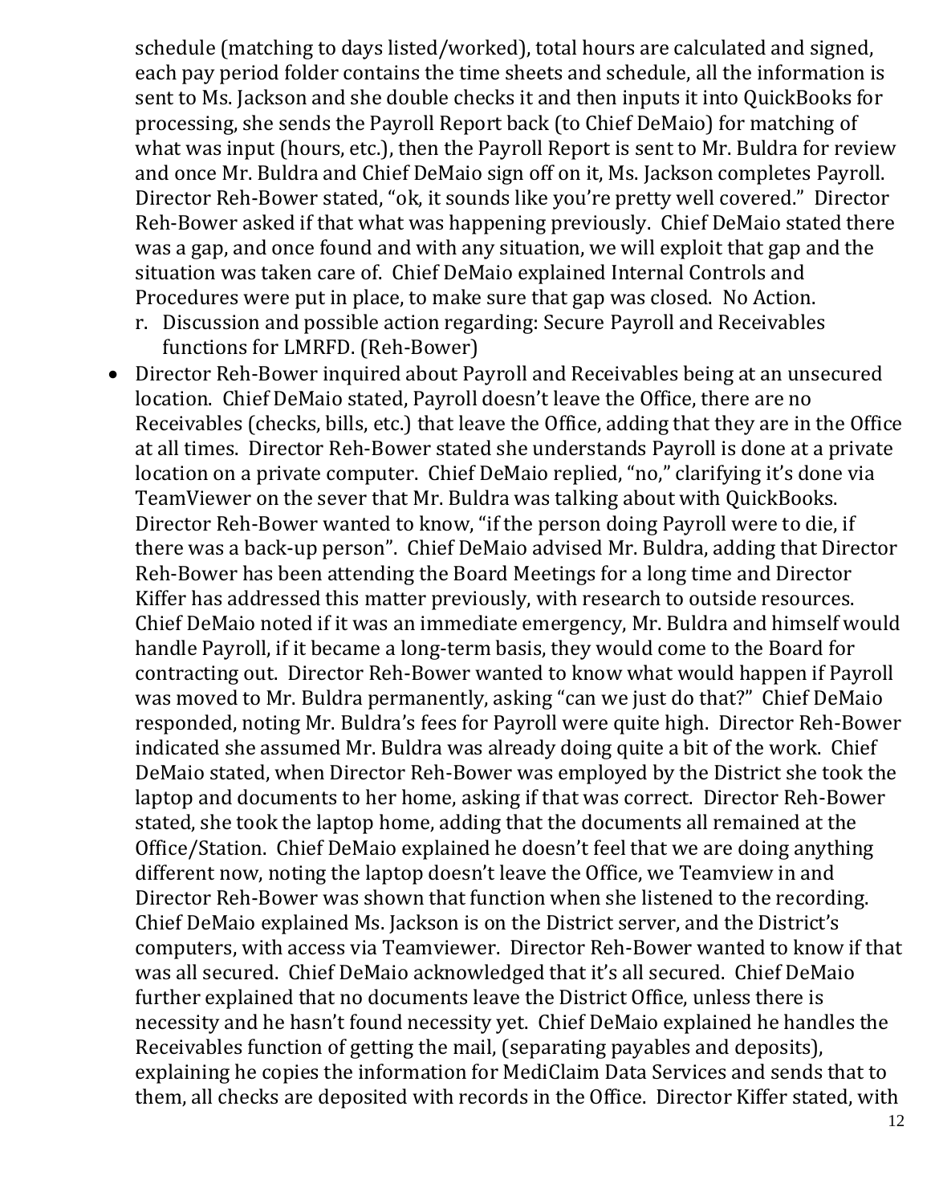schedule (matching to days listed/worked), total hours are calculated and signed, each pay period folder contains the time sheets and schedule, all the information is sent to Ms. Jackson and she double checks it and then inputs it into QuickBooks for processing, she sends the Payroll Report back (to Chief DeMaio) for matching of what was input (hours, etc.), then the Payroll Report is sent to Mr. Buldra for review and once Mr. Buldra and Chief DeMaio sign off on it, Ms. Jackson completes Payroll. Director Reh-Bower stated, "ok, it sounds like you're pretty well covered." Director Reh-Bower asked if that what was happening previously. Chief DeMaio stated there was a gap, and once found and with any situation, we will exploit that gap and the situation was taken care of. Chief DeMaio explained Internal Controls and Procedures were put in place, to make sure that gap was closed. No Action.

r. Discussion and possible action regarding: Secure Payroll and Receivables functions for LMRFD. (Reh-Bower)

- Director Reh-Bower inquired about Payroll and Receivables being at an unsecured location. Chief DeMaio stated, Payroll doesn't leave the Office, there are no Receivables (checks, bills, etc.) that leave the Office, adding that they are in the Office at all times. Director Reh-Bower stated she understands Payroll is done at a private location on a private computer. Chief DeMaio replied, "no," clarifying it's done via TeamViewer on the sever that Mr. Buldra was talking about with QuickBooks. Director Reh-Bower wanted to know, "if the person doing Payroll were to die, if there was a back-up person". Chief DeMaio advised Mr. Buldra, adding that Director Reh-Bower has been attending the Board Meetings for a long time and Director Kiffer has addressed this matter previously, with research to outside resources. Chief DeMaio noted if it was an immediate emergency, Mr. Buldra and himself would handle Payroll, if it became a long-term basis, they would come to the Board for contracting out. Director Reh-Bower wanted to know what would happen if Payroll was moved to Mr. Buldra permanently, asking "can we just do that?" Chief DeMaio responded, noting Mr. Buldra's fees for Payroll were quite high. Director Reh-Bower indicated she assumed Mr. Buldra was already doing quite a bit of the work. Chief DeMaio stated, when Director Reh-Bower was employed by the District she took the laptop and documents to her home, asking if that was correct. Director Reh-Bower stated, she took the laptop home, adding that the documents all remained at the Office/Station. Chief DeMaio explained he doesn't feel that we are doing anything different now, noting the laptop doesn't leave the Office, we Teamview in and Director Reh-Bower was shown that function when she listened to the recording. Chief DeMaio explained Ms. Jackson is on the District server, and the District's computers, with access via Teamviewer. Director Reh-Bower wanted to know if that was all secured. Chief DeMaio acknowledged that it's all secured. Chief DeMaio further explained that no documents leave the District Office, unless there is necessity and he hasn't found necessity yet. Chief DeMaio explained he handles the Receivables function of getting the mail, (separating payables and deposits), explaining he copies the information for MediClaim Data Services and sends that to them, all checks are deposited with records in the Office. Director Kiffer stated, with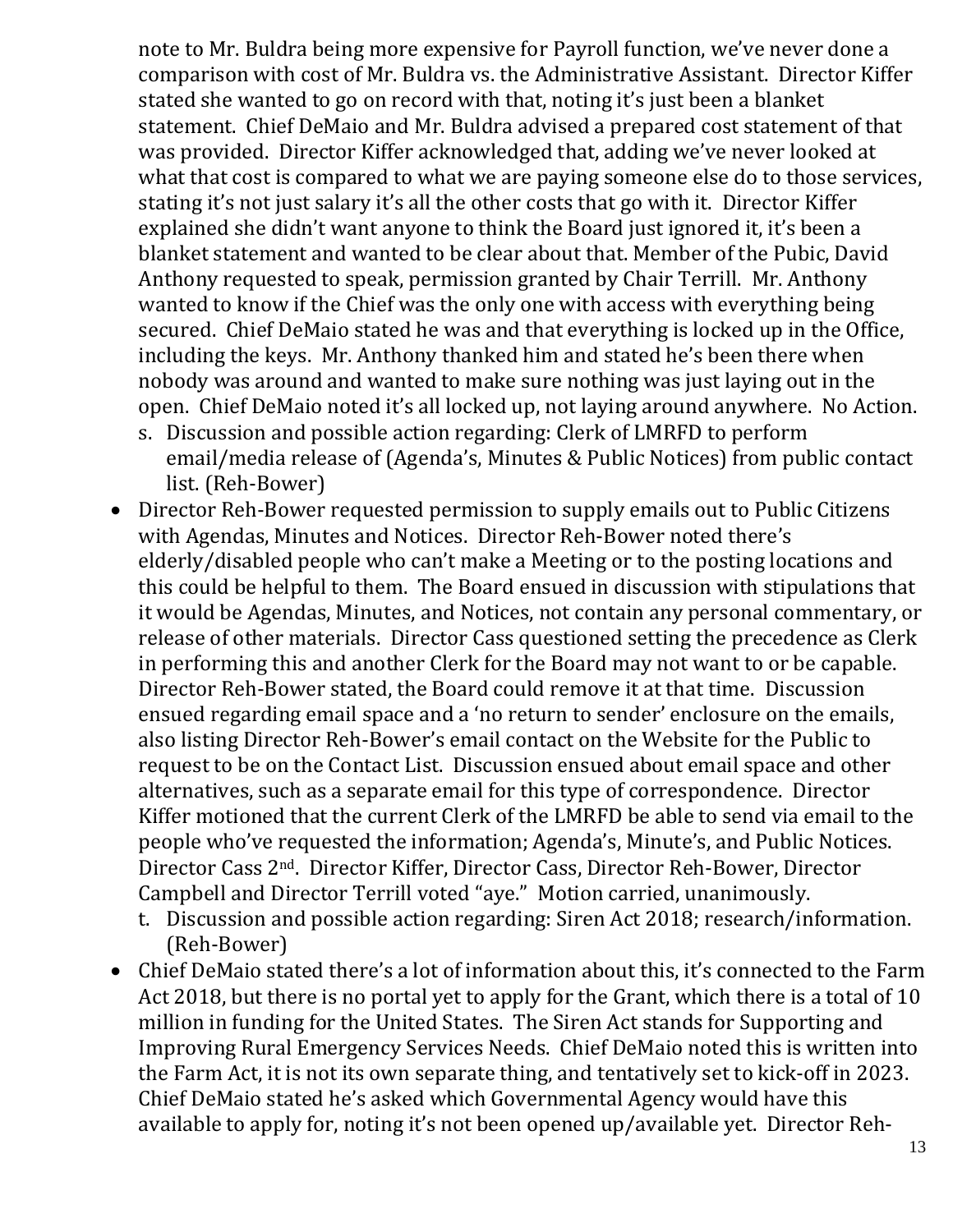note to Mr. Buldra being more expensive for Payroll function, we've never done a comparison with cost of Mr. Buldra vs. the Administrative Assistant. Director Kiffer stated she wanted to go on record with that, noting it's just been a blanket statement. Chief DeMaio and Mr. Buldra advised a prepared cost statement of that was provided. Director Kiffer acknowledged that, adding we've never looked at what that cost is compared to what we are paying someone else do to those services, stating it's not just salary it's all the other costs that go with it. Director Kiffer explained she didn't want anyone to think the Board just ignored it, it's been a blanket statement and wanted to be clear about that. Member of the Pubic, David Anthony requested to speak, permission granted by Chair Terrill. Mr. Anthony wanted to know if the Chief was the only one with access with everything being secured. Chief DeMaio stated he was and that everything is locked up in the Office, including the keys. Mr. Anthony thanked him and stated he's been there when nobody was around and wanted to make sure nothing was just laying out in the open. Chief DeMaio noted it's all locked up, not laying around anywhere. No Action.

s. Discussion and possible action regarding: Clerk of LMRFD to perform email/media release of (Agenda's, Minutes & Public Notices) from public contact list. (Reh-Bower)

- Director Reh-Bower requested permission to supply emails out to Public Citizens with Agendas, Minutes and Notices. Director Reh-Bower noted there's elderly/disabled people who can't make a Meeting or to the posting locations and this could be helpful to them. The Board ensued in discussion with stipulations that it would be Agendas, Minutes, and Notices, not contain any personal commentary, or release of other materials. Director Cass questioned setting the precedence as Clerk in performing this and another Clerk for the Board may not want to or be capable. Director Reh-Bower stated, the Board could remove it at that time. Discussion ensued regarding email space and a 'no return to sender' enclosure on the emails, also listing Director Reh-Bower's email contact on the Website for the Public to request to be on the Contact List. Discussion ensued about email space and other alternatives, such as a separate email for this type of correspondence. Director Kiffer motioned that the current Clerk of the LMRFD be able to send via email to the people who've requested the information; Agenda's, Minute's, and Public Notices. Director Cass 2nd. Director Kiffer, Director Cass, Director Reh-Bower, Director Campbell and Director Terrill voted "aye." Motion carried, unanimously.

t. Discussion and possible action regarding: Siren Act 2018; research/information. (Reh-Bower)

- Chief DeMaio stated there's a lot of information about this, it's connected to the Farm Act 2018, but there is no portal yet to apply for the Grant, which there is a total of 10 million in funding for the United States. The Siren Act stands for Supporting and Improving Rural Emergency Services Needs. Chief DeMaio noted this is written into the Farm Act, it is not its own separate thing, and tentatively set to kick-off in 2023. Chief DeMaio stated he's asked which Governmental Agency would have this available to apply for, noting it's not been opened up/available yet. Director Reh-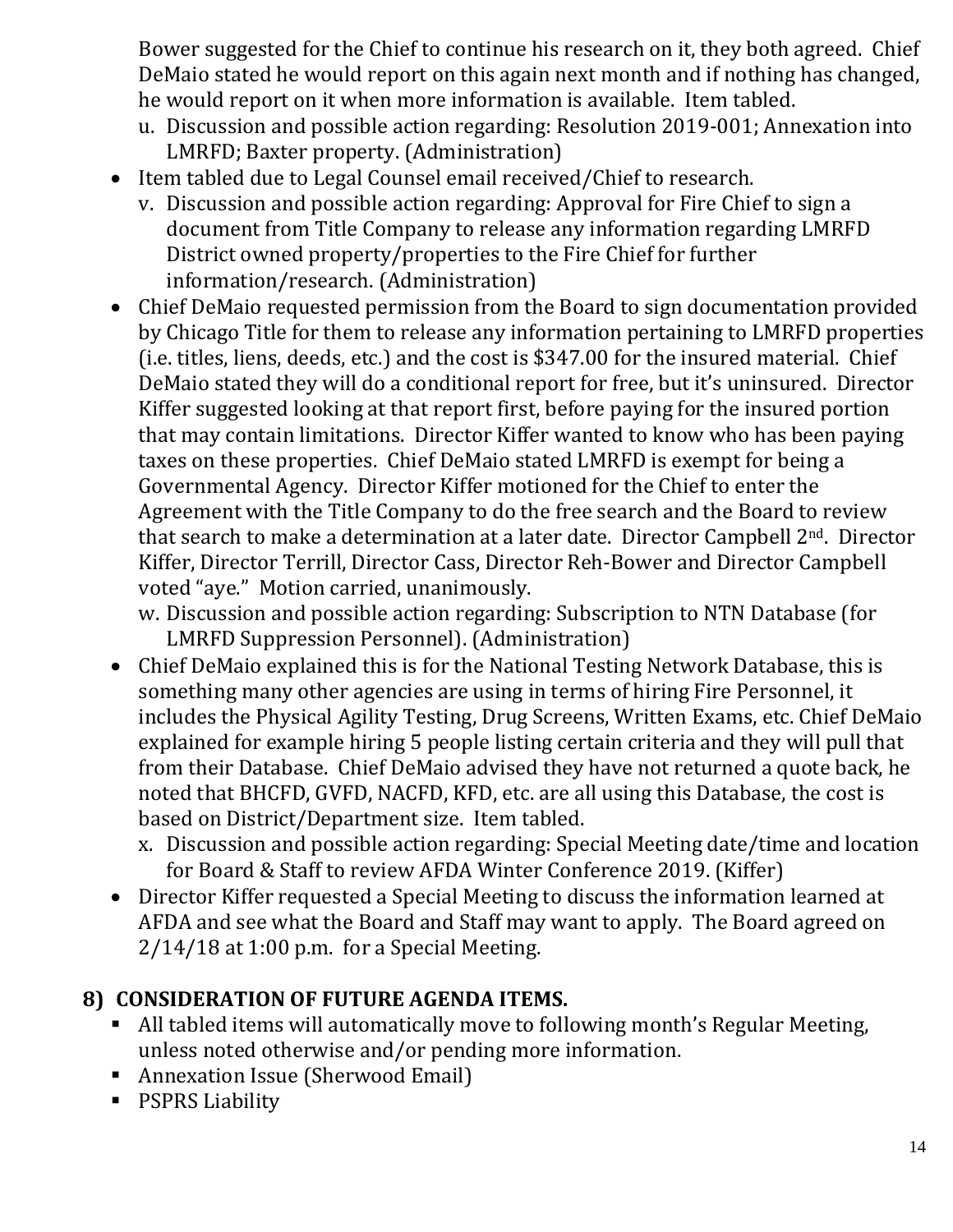Bower suggested for the Chief to continue his research on it, they both agreed. Chief DeMaio stated he would report on this again next month and if nothing has changed, he would report on it when more information is available. Item tabled.

u. Discussion and possible action regarding: Resolution 2019-001; Annexation into LMRFD; Baxter property. (Administration)

- Item tabled due to Legal Counsel email received/Chief to research.

v. Discussion and possible action regarding: Approval for Fire Chief to sign a document from Title Company to release any information regarding LMRFD District owned property/properties to the Fire Chief for further information/research. (Administration)

- Chief DeMaio requested permission from the Board to sign documentation provided by Chicago Title for them to release any information pertaining to LMRFD properties (i.e. titles, liens, deeds, etc.) and the cost is $347.00 for the insured material. Chief DeMaio stated they will do a conditional report for free, but it's uninsured. Director Kiffer suggested looking at that report first, before paying for the insured portion that may contain limitations. Director Kiffer wanted to know who has been paying taxes on these properties. Chief DeMaio stated LMRFD is exempt for being a Governmental Agency. Director Kiffer motioned for the Chief to enter the Agreement with the Title Company to do the free search and the Board to review that search to make a determination at a later date. Director Campbell 2nd. Director Kiffer, Director Terrill, Director Cass, Director Reh-Bower and Director Campbell voted "aye." Motion carried, unanimously.

w. Discussion and possible action regarding: Subscription to NTN Database (for LMRFD Suppression Personnel). (Administration)

- Chief DeMaio explained this is for the National Testing Network Database, this is something many other agencies are using in terms of hiring Fire Personnel, it includes the Physical Agility Testing, Drug Screens, Written Exams, etc. Chief DeMaio explained for example hiring 5 people listing certain criteria and they will pull that from their Database. Chief DeMaio advised they have not returned a quote back, he noted that BHCFD, GVFD, NACFD, KFD, etc. are all using this Database, the cost is based on District/Department size. Item tabled.

x. Discussion and possible action regarding: Special Meeting date/time and location for Board & Staff to review AFDA Winter Conference 2019. (Kiffer)

- Director Kiffer requested a Special Meeting to discuss the information learned at AFDA and see what the Board and Staff may want to apply. The Board agreed on 2/14/18 at 1:00 p.m. for a Special Meeting.

## 8) CONSIDERATION OF FUTURE AGENDA ITEMS.

- All tabled items will automatically move to following month's Regular Meeting, unless noted otherwise and/or pending more information.
- Annexation Issue (Sherwood Email)
- PSPRS Liability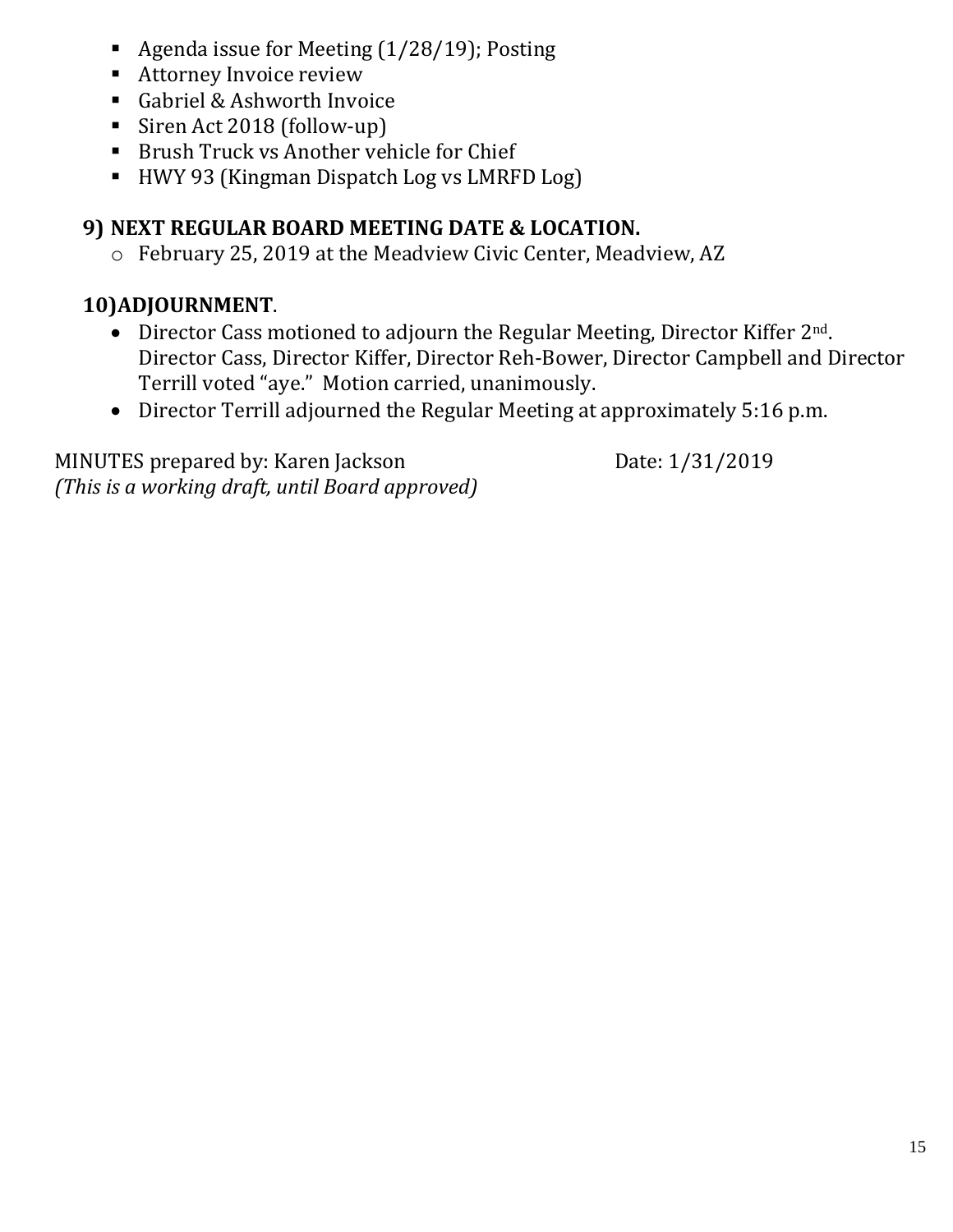- Agenda issue for Meeting (1/28/19); Posting
- Attorney Invoice review
- Gabriel & Ashworth Invoice
- Siren Act 2018 (follow-up)
- Brush Truck vs Another vehicle for Chief
- HWY 93 (Kingman Dispatch Log vs LMRFD Log)

## 9) NEXT REGULAR BOARD MEETING DATE & LOCATION.

- February 25, 2019 at the Meadview Civic Center, Meadview, AZ

## 10)ADJOURNMENT.

- Director Cass motioned to adjourn the Regular Meeting, Director Kiffer 2nd. Director Cass, Director Kiffer, Director Reh-Bower, Director Campbell and Director Terrill voted "aye." Motion carried, unanimously.
- Director Terrill adjourned the Regular Meeting at approximately 5:16 p.m.

MINUTES prepared by: Karen Jackson Date: 1/31/2019
*(This is a working draft, until Board approved)*